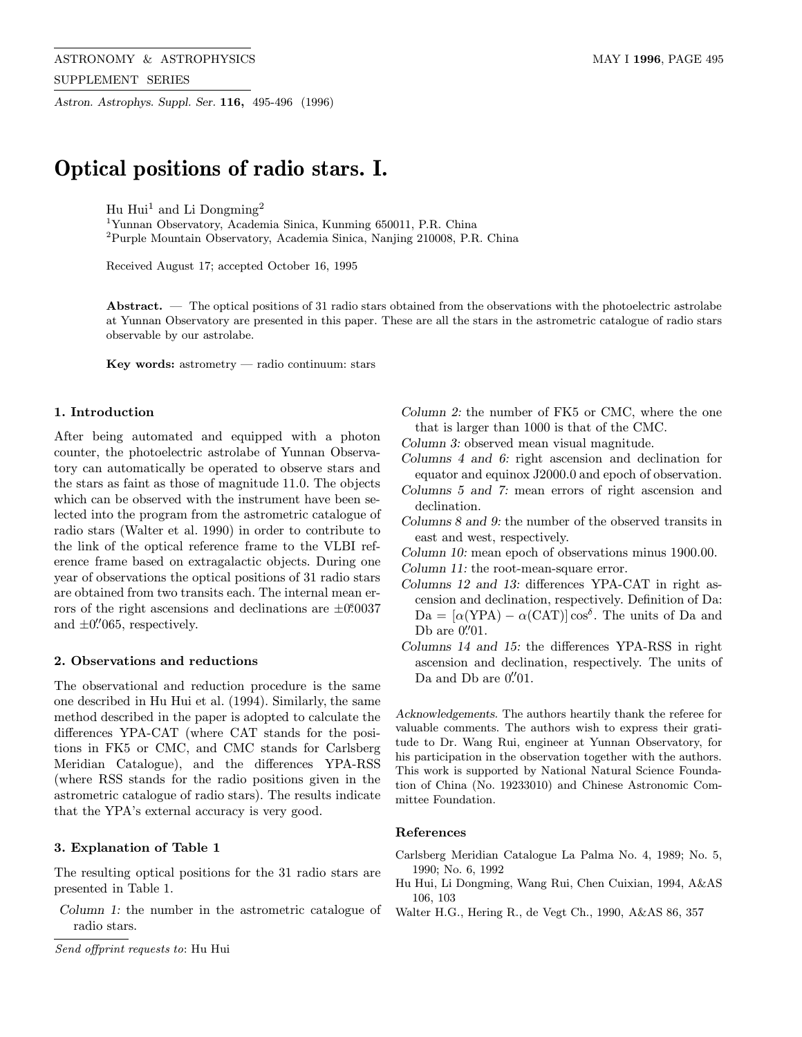# Optical positions of radio stars. I.

Hu Hui[1] and Li Dongming[2]

[1] Yunnan Observatory, Academia Sinica, Kunming 650011, P.R. China
[2] Purple Mountain Observatory, Academia Sinica, Nanjing 210008, P.R. China

Received August 17; accepted October 16, 1995

**Abstract.** — The optical positions of 31 radio stars obtained from the observations with the photoelectric astrolabe at Yunnan Observatory are presented in this paper. These are all the stars in the astrometric catalogue of radio stars observable by our astrolabe.

**Key words:** astrometry — radio continuum: stars

## 1. Introduction

After being automated and equipped with a photon counter, the photoelectric astrolabe of Yunnan Observatory can automatically be operated to observe stars and the stars as faint as those of magnitude 11.0. The objects which can be observed with the instrument have been selected into the program from the astrometric catalogue of radio stars (Walter et al. 1990) in order to contribute to the link of the optical reference frame to the VLBI reference frame based on extragalactic objects. During one year of observations the optical positions of 31 radio stars are obtained from two transits each. The internal mean errors of the right ascensions and declinations are $\pm 0\overset{s}{.}0037$ and $\pm 0\overset{''}{.}065$, respectively.

## 2. Observations and reductions

The observational and reduction procedure is the same one described in Hu Hui et al. (1994). Similarly, the same method described in the paper is adopted to calculate the differences YPA-CAT (where CAT stands for the positions in FK5 or CMC, and CMC stands for Carlsberg Meridian Catalogue), and the differences YPA-RSS (where RSS stands for the radio positions given in the astrometric catalogue of radio stars). The results indicate that the YPA's external accuracy is very good.

## 3. Explanation of Table 1

The resulting optical positions for the 31 radio stars are presented in Table 1.

*Column 1:* the number in the astrometric catalogue of radio stars.

*Column 2:* the number of FK5 or CMC, where the one that is larger than 1000 is that of the CMC.

*Column 3:* observed mean visual magnitude.

*Columns 4 and 6:* right ascension and declination for equator and equinox J2000.0 and epoch of observation.

*Columns 5 and 7:* mean errors of right ascension and declination.

*Columns 8 and 9:* the number of the observed transits in east and west, respectively.

*Column 10:* mean epoch of observations minus 1900.00.

*Column 11:* the root-mean-square error.

*Columns 12 and 13:* differences YPA-CAT in right ascension and declination, respectively. Definition of Da: $\mathrm{Da} = [\alpha(\mathrm{YPA}) - \alpha(\mathrm{CAT})]\cos^{\delta}$. The units of Da and Db are $0\overset{''}{.}01$.

*Columns 14 and 15:* the differences YPA-RSS in right ascension and declination, respectively. The units of Da and Db are $0\overset{''}{.}01$.

*Acknowledgements.* The authors heartily thank the referee for valuable comments. The authors wish to express their gratitude to Dr. Wang Rui, engineer at Yunnan Observatory, for his participation in the observation together with the authors. This work is supported by National Natural Science Foundation of China (No. 19233010) and Chinese Astronomic Committee Foundation.

## References

Carlsberg Meridian Catalogue La Palma No. 4, 1989; No. 5, 1990; No. 6, 1992

Hu Hui, Li Dongming, Wang Rui, Chen Cuixian, 1994, A&AS 106, 103

Walter H.G., Hering R., de Vegt Ch., 1990, A&AS 86, 357

*Send offprint requests to*: Hu Hui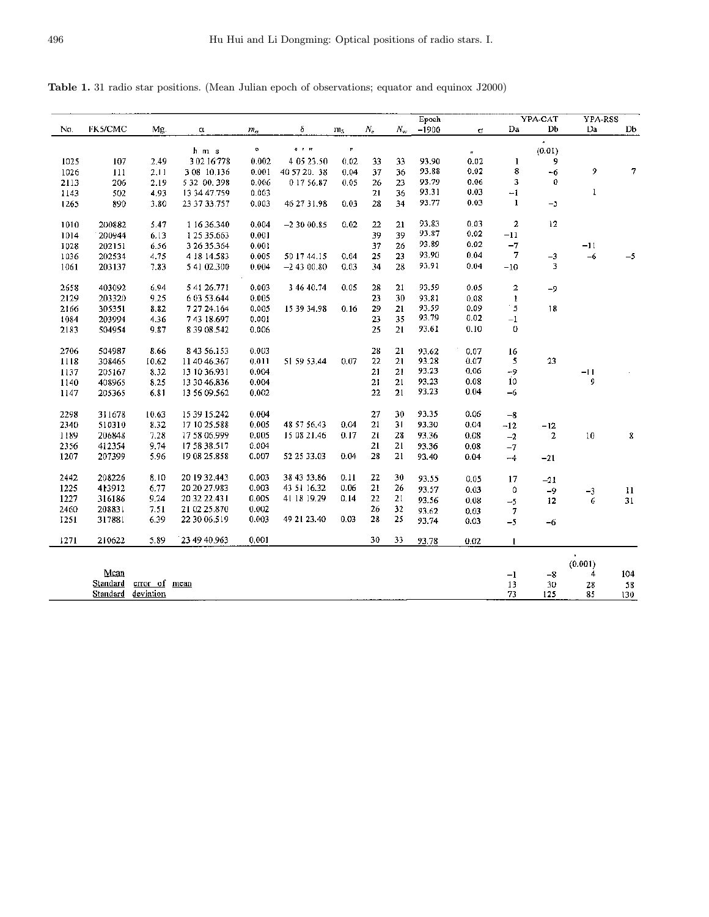**Table 1.** 31 radio star positions. (Mean Julian epoch of observations; equator and equinox J2000)

| No. | FK5/CMC | Mg. | α | $m_\alpha$ | δ | $m_\delta$ | $N_e$ | $N_w$ | Epoch −1900 | σ | YPA-CAT Da | YPA-CAT Db | YPA-RSS Da | YPA-RSS Db |
|---|---|---|---|---|---|---|---|---|---|---|---|---|---|---|
| | | | h m s | s | ° ′ ″ | ″ | | | | ″ | | (0.01) | | |
| 1025 | 107 | 2.49 | 3 02 16.778 | 0.002 | 4 05 23.50 | 0.02 | 33 | 33 | 93.90 | 0.02 | 1 | 9 | | |
| 1026 | 111 | 2.11 | 3 08 10.136 | 0.001 | 40 57 20.38 | 0.04 | 37 | 36 | 93.88 | 0.02 | 8 | −6 | 9 | 7 |
| 2113 | 206 | 2.19 | 5 32 00.398 | 0.006 | 0 17 56.87 | 0.05 | 26 | 23 | 93.79 | 0.06 | 3 | 0 | | |
| 1143 | 502 | 4.93 | 13 34 47.759 | 0.003 | | | 21 | 36 | 93.31 | 0.03 | −1 | | 1 | |
| 1265 | 890 | 3.80 | 23 37 33.757 | 0.003 | 46 27 31.98 | 0.03 | 28 | 34 | 93.77 | 0.03 | 1 | −5 | | |
| 1010 | 200882 | 5.47 | 1 16 36.340 | 0.004 | −2 30 00.85 | 0.02 | 22 | 21 | 93.83 | 0.03 | 2 | 12 | | |
| 1014 | 200944 | 6.13 | 1 25 35.663 | 0.001 | | | 39 | 39 | 93.87 | 0.02 | −11 | | | |
| 1028 | 202151 | 6.56 | 3 26 35.364 | 0.001 | | | 37 | 26 | 93.89 | 0.02 | −7 | | −11 | |
| 1036 | 202534 | 4.75 | 4 18 14.583 | 0.005 | 50 17 44.15 | 0.04 | 25 | 23 | 93.90 | 0.04 | 7 | −3 | −6 | −5 |
| 1061 | 203137 | 7.83 | 5 41 02.300 | 0.004 | −2 43 00.80 | 0.03 | 34 | 28 | 93.91 | 0.04 | −10 | 3 | | |
| 2658 | 403092 | 6.94 | 5 41 26.771 | 0.003 | 3 46 40.74 | 0.05 | 28 | 21 | 93.59 | 0.05 | 2 | −9 | | |
| 2129 | 203320 | 9.25 | 6 03 53.644 | 0.005 | | | 23 | 30 | 93.81 | 0.08 | 1 | | | |
| 2166 | 305351 | 8.82 | 7 27 24.164 | 0.005 | 15 39 34.98 | 0.16 | 29 | 21 | 93.59 | 0.09 | 5 | 18 | | |
| 1084 | 203994 | 4.36 | 7 43 18.697 | 0.001 | | | 23 | 35 | 93.79 | 0.02 | −1 | | | |
| 2183 | 504954 | 9.87 | 8 39 08.542 | 0.006 | | | 25 | 21 | 93.61 | 0.10 | 0 | | | |
| 2706 | 504987 | 8.66 | 8 43 56.153 | 0.003 | | | 28 | 21 | 93.62 | 0.07 | 16 | | | |
| 1118 | 308465 | 10.62 | 11 40 46.367 | 0.011 | 51 59 53.44 | 0.07 | 22 | 21 | 93.28 | 0.07 | 5 | 23 | | |
| 1137 | 205167 | 8.32 | 13 10 36.931 | 0.004 | | | 21 | 21 | 93.23 | 0.06 | −9 | | −11 | |
| 1140 | 408965 | 8.25 | 13 30 46.836 | 0.004 | | | 21 | 21 | 93.23 | 0.08 | 10 | | 9 | |
| 1147 | 205365 | 6.81 | 13 56 09.562 | 0.002 | | | 22 | 21 | 93.23 | 0.04 | −6 | | | |
| 2298 | 311678 | 10.63 | 15 39 15.242 | 0.004 | | | 27 | 30 | 93.35 | 0.06 | −8 | | | |
| 2340 | 510310 | 8.32 | 17 10 25.588 | 0.005 | 48 57 56.43 | 0.04 | 21 | 31 | 93.30 | 0.04 | −12 | −12 | | |
| 1189 | 206848 | 7.28 | 17 58 06.999 | 0.005 | 15 08 21.46 | 0.17 | 21 | 28 | 93.36 | 0.08 | −2 | 2 | 10 | 8 |
| 2356 | 412354 | 9.74 | 17 58 38.517 | 0.004 | | | 21 | 21 | 93.36 | 0.08 | −7 | | | |
| 1207 | 207399 | 5.96 | 19 08 25.858 | 0.007 | 52 25 33.03 | 0.04 | 28 | 21 | 93.40 | 0.04 | −4 | −21 | | |
| 2442 | 208226 | 8.10 | 20 19 32.443 | 0.003 | 38 43 53.86 | 0.11 | 22 | 30 | 93.55 | 0.05 | 17 | −21 | | |
| 1225 | 413912 | 6.77 | 20 20 27.983 | 0.003 | 43 51 16.32 | 0.06 | 21 | 26 | 93.57 | 0.03 | 0 | −9 | −3 | 11 |
| 1227 | 316186 | 9.24 | 20 32 22.431 | 0.005 | 41 18 19.29 | 0.14 | 22 | 21 | 93.56 | 0.08 | −5 | 12 | 6 | 31 |
| 2460 | 208831 | 7.51 | 21 02 25.870 | 0.002 | | | 26 | 32 | 93.62 | 0.03 | 7 | | | |
| 1251 | 317881 | 6.39 | 22 30 06.519 | 0.003 | 49 21 23.40 | 0.03 | 28 | 25 | 93.74 | 0.03 | −5 | −6 | | |
| 1271 | 210622 | 5.89 | 23 49 40.963 | 0.001 | | | 30 | 33 | 93.78 | 0.02 | 1 | | | |
| | | | | | | | | | | | | | (0.001) | |
| | Mean | | | | | | | | | | −1 | −8 | 4 | 104 |
| | Standard error of mean | | | | | | | | | | 13 | 30 | 28 | 58 |
| | Standard deviation | | | | | | | | | | 73 | 125 | 85 | 130 |